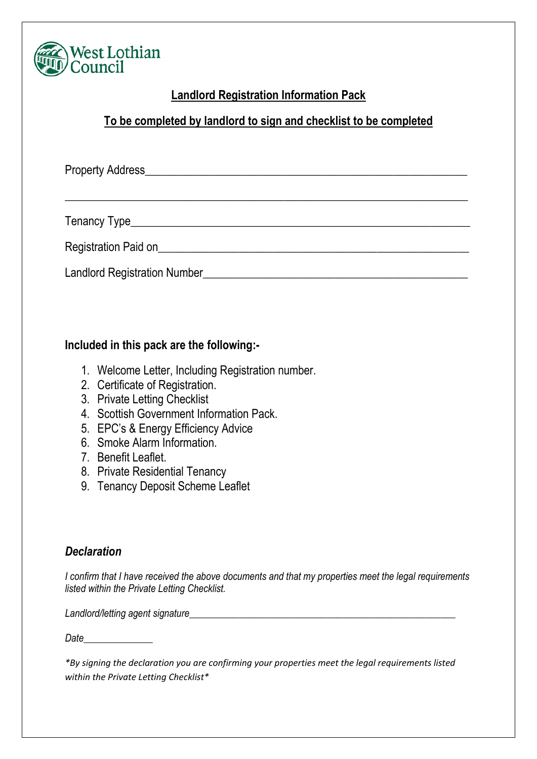West Lothian Council

**<u>Landlord Registration Information Pack</u>**

**<u>To be completed by landlord to sign and checklist to be completed</u>**

Property Address_______________________________________________________

_______________________________________________________________________

Tenancy Type__________________________________________________________

Registration Paid on_____________________________________________________

Landlord Registration Number_____________________________________________

**Included in this pack are the following:-**

1. Welcome Letter, Including Registration number.
2. Certificate of Registration.
3. Private Letting Checklist
4. Scottish Government Information Pack.
5. EPC's & Energy Efficiency Advice
6. Smoke Alarm Information.
7. Benefit Leaflet.
8. Private Residential Tenancy
9. Tenancy Deposit Scheme Leaflet

### *Declaration*

*I confirm that I have received the above documents and that my properties meet the legal requirements listed within the Private Letting Checklist.*

*Landlord/letting agent signature*_____________________________________________

*Date*_____________

*\*By signing the declaration you are confirming your properties meet the legal requirements listed within the Private Letting Checklist\**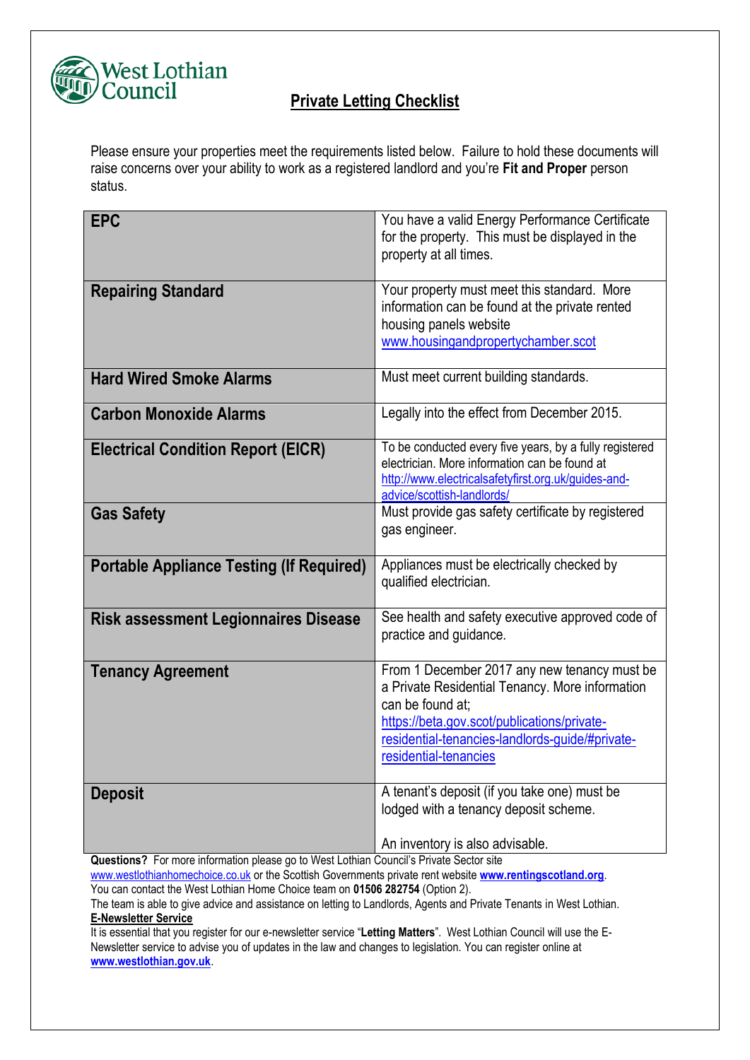West Lothian Council

# Private Letting Checklist

Please ensure your properties meet the requirements listed below. Failure to hold these documents will raise concerns over your ability to work as a registered landlord and you're **Fit and Proper** person status.

| | |
|---|---|
| **EPC** | You have a valid Energy Performance Certificate for the property. This must be displayed in the property at all times. |
| **Repairing Standard** | Your property must meet this standard. More information can be found at the private rented housing panels website www.housingandpropertychamber.scot |
| **Hard Wired Smoke Alarms** | Must meet current building standards. |
| **Carbon Monoxide Alarms** | Legally into the effect from December 2015. |
| **Electrical Condition Report (EICR)** | To be conducted every five years, by a fully registered electrician. More information can be found at http://www.electricalsafetyfirst.org.uk/guides-and-advice/scottish-landlords/ |
| **Gas Safety** | Must provide gas safety certificate by registered gas engineer. |
| **Portable Appliance Testing (If Required)** | Appliances must be electrically checked by qualified electrician. |
| **Risk assessment Legionnaires Disease** | See health and safety executive approved code of practice and guidance. |
| **Tenancy Agreement** | From 1 December 2017 any new tenancy must be a Private Residential Tenancy. More information can be found at; https://beta.gov.scot/publications/private-residential-tenancies-landlords-guide/#private-residential-tenancies |
| **Deposit** | A tenant's deposit (if you take one) must be lodged with a tenancy deposit scheme.<br><br>An inventory is also advisable. |

**Questions?** For more information please go to West Lothian Council's Private Sector site www.westlothianhomechoice.co.uk or the Scottish Governments private rent website **www.rentingscotland.org**. You can contact the West Lothian Home Choice team on **01506 282754** (Option 2).
The team is able to give advice and assistance on letting to Landlords, Agents and Private Tenants in West Lothian.

**E-Newsletter Service**

It is essential that you register for our e-newsletter service "**Letting Matters**". West Lothian Council will use the E-Newsletter service to advise you of updates in the law and changes to legislation. You can register online at **www.westlothian.gov.uk**.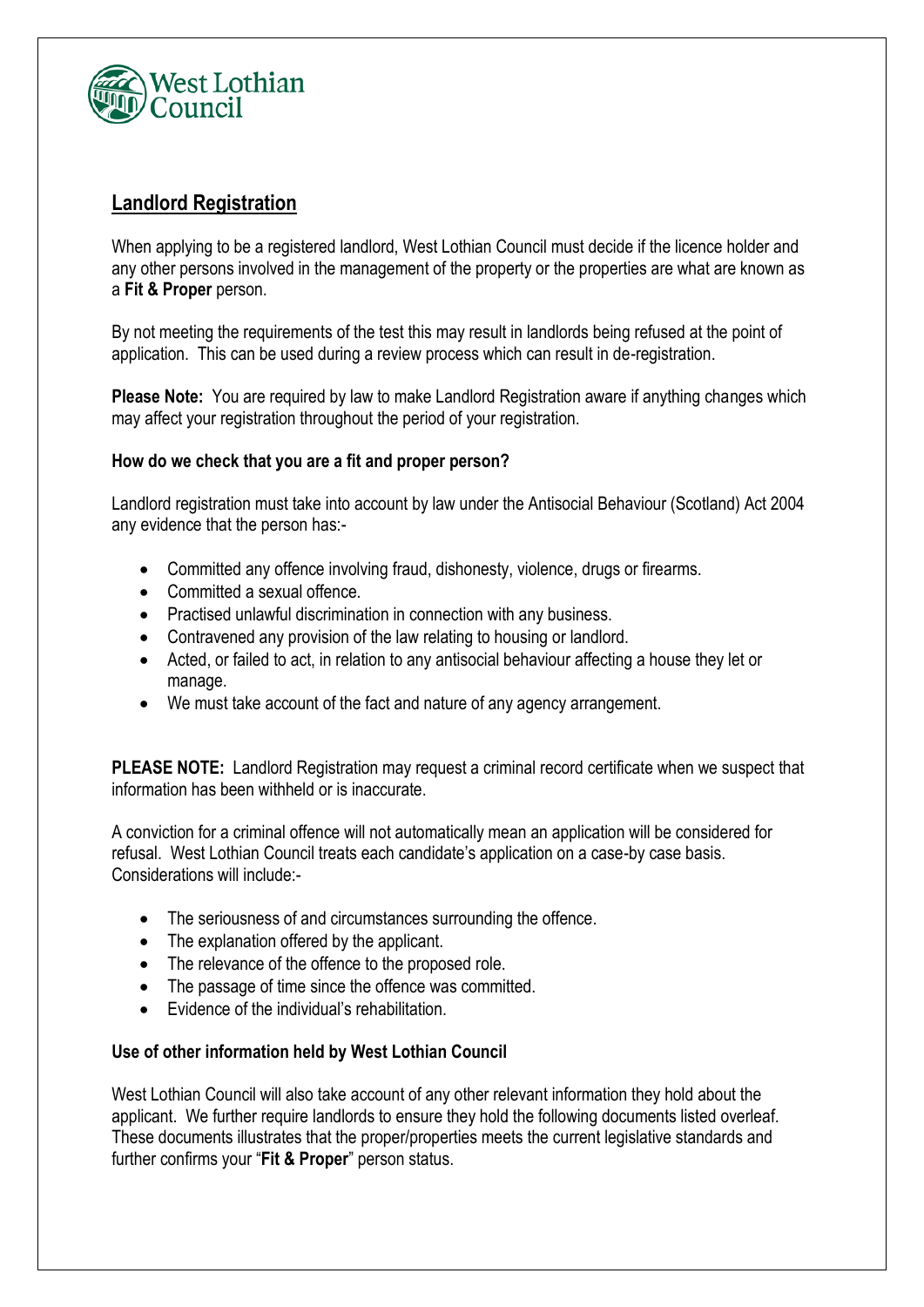## Landlord Registration

When applying to be a registered landlord, West Lothian Council must decide if the licence holder and any other persons involved in the management of the property or the properties are what are known as a **Fit & Proper** person.

By not meeting the requirements of the test this may result in landlords being refused at the point of application. This can be used during a review process which can result in de-registration.

**Please Note:** You are required by law to make Landlord Registration aware if anything changes which may affect your registration throughout the period of your registration.

### How do we check that you are a fit and proper person?

Landlord registration must take into account by law under the Antisocial Behaviour (Scotland) Act 2004 any evidence that the person has:-

- Committed any offence involving fraud, dishonesty, violence, drugs or firearms.
- Committed a sexual offence.
- Practised unlawful discrimination in connection with any business.
- Contravened any provision of the law relating to housing or landlord.
- Acted, or failed to act, in relation to any antisocial behaviour affecting a house they let or manage.
- We must take account of the fact and nature of any agency arrangement.

**PLEASE NOTE:** Landlord Registration may request a criminal record certificate when we suspect that information has been withheld or is inaccurate.

A conviction for a criminal offence will not automatically mean an application will be considered for refusal. West Lothian Council treats each candidate's application on a case-by case basis. Considerations will include:-

- The seriousness of and circumstances surrounding the offence.
- The explanation offered by the applicant.
- The relevance of the offence to the proposed role.
- The passage of time since the offence was committed.
- Evidence of the individual's rehabilitation.

### Use of other information held by West Lothian Council

West Lothian Council will also take account of any other relevant information they hold about the applicant. We further require landlords to ensure they hold the following documents listed overleaf. These documents illustrates that the proper/properties meets the current legislative standards and further confirms your "**Fit & Proper**" person status.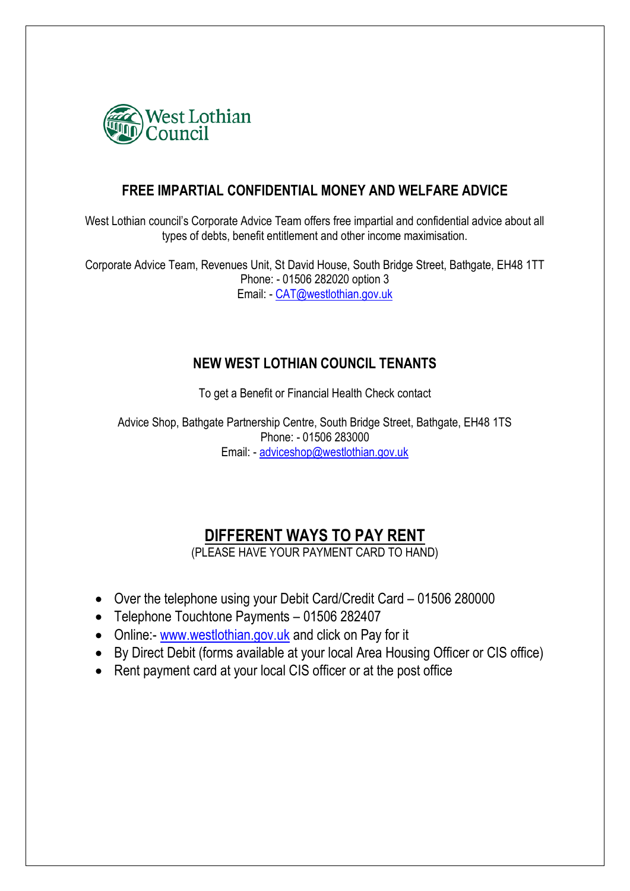West Lothian Council

## FREE IMPARTIAL CONFIDENTIAL MONEY AND WELFARE ADVICE

West Lothian council's Corporate Advice Team offers free impartial and confidential advice about all types of debts, benefit entitlement and other income maximisation.

Corporate Advice Team, Revenues Unit, St David House, South Bridge Street, Bathgate, EH48 1TT
Phone: - 01506 282020 option 3
Email: - CAT@westlothian.gov.uk

## NEW WEST LOTHIAN COUNCIL TENANTS

To get a Benefit or Financial Health Check contact

Advice Shop, Bathgate Partnership Centre, South Bridge Street, Bathgate, EH48 1TS
Phone: - 01506 283000
Email: - adviceshop@westlothian.gov.uk

## DIFFERENT WAYS TO PAY RENT

(PLEASE HAVE YOUR PAYMENT CARD TO HAND)

- Over the telephone using your Debit Card/Credit Card – 01506 280000
- Telephone Touchtone Payments – 01506 282407
- Online:- www.westlothian.gov.uk and click on Pay for it
- By Direct Debit (forms available at your local Area Housing Officer or CIS office)
- Rent payment card at your local CIS officer or at the post office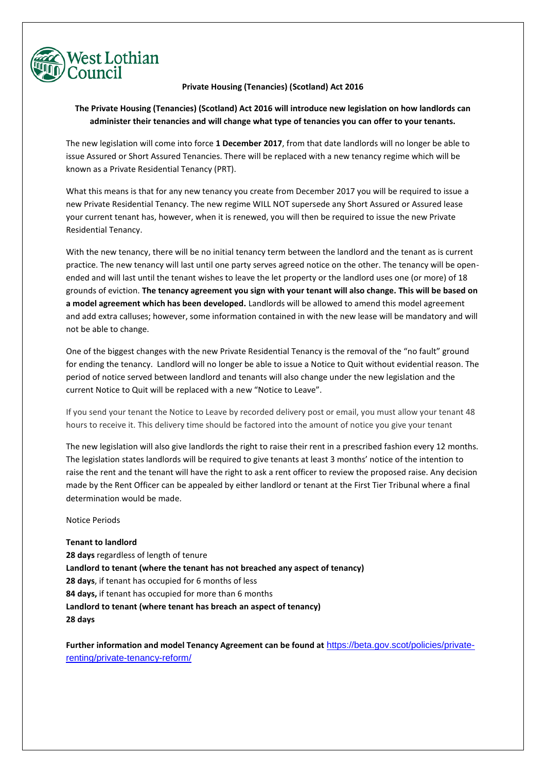West Lothian Council

**Private Housing (Tenancies) (Scotland) Act 2016**

**The Private Housing (Tenancies) (Scotland) Act 2016 will introduce new legislation on how landlords can administer their tenancies and will change what type of tenancies you can offer to your tenants.**

The new legislation will come into force **1 December 2017**, from that date landlords will no longer be able to issue Assured or Short Assured Tenancies. There will be replaced with a new tenancy regime which will be known as a Private Residential Tenancy (PRT).

What this means is that for any new tenancy you create from December 2017 you will be required to issue a new Private Residential Tenancy. The new regime WILL NOT supersede any Short Assured or Assured lease your current tenant has, however, when it is renewed, you will then be required to issue the new Private Residential Tenancy.

With the new tenancy, there will be no initial tenancy term between the landlord and the tenant as is current practice. The new tenancy will last until one party serves agreed notice on the other. The tenancy will be open-ended and will last until the tenant wishes to leave the let property or the landlord uses one (or more) of 18 grounds of eviction. **The tenancy agreement you sign with your tenant will also change. This will be based on a model agreement which has been developed.** Landlords will be allowed to amend this model agreement and add extra calluses; however, some information contained in with the new lease will be mandatory and will not be able to change.

One of the biggest changes with the new Private Residential Tenancy is the removal of the "no fault" ground for ending the tenancy. Landlord will no longer be able to issue a Notice to Quit without evidential reason. The period of notice served between landlord and tenants will also change under the new legislation and the current Notice to Quit will be replaced with a new "Notice to Leave".

If you send your tenant the Notice to Leave by recorded delivery post or email, you must allow your tenant 48 hours to receive it. This delivery time should be factored into the amount of notice you give your tenant

The new legislation will also give landlords the right to raise their rent in a prescribed fashion every 12 months. The legislation states landlords will be required to give tenants at least 3 months' notice of the intention to raise the rent and the tenant will have the right to ask a rent officer to review the proposed raise. Any decision made by the Rent Officer can be appealed by either landlord or tenant at the First Tier Tribunal where a final determination would be made.

Notice Periods

**Tenant to landlord**
**28 days** regardless of length of tenure
**Landlord to tenant (where the tenant has not breached any aspect of tenancy)**
**28 days**, if tenant has occupied for 6 months of less
**84 days,** if tenant has occupied for more than 6 months
**Landlord to tenant (where tenant has breach an aspect of tenancy)**
**28 days**

**Further information and model Tenancy Agreement can be found at** https://beta.gov.scot/policies/private-renting/private-tenancy-reform/